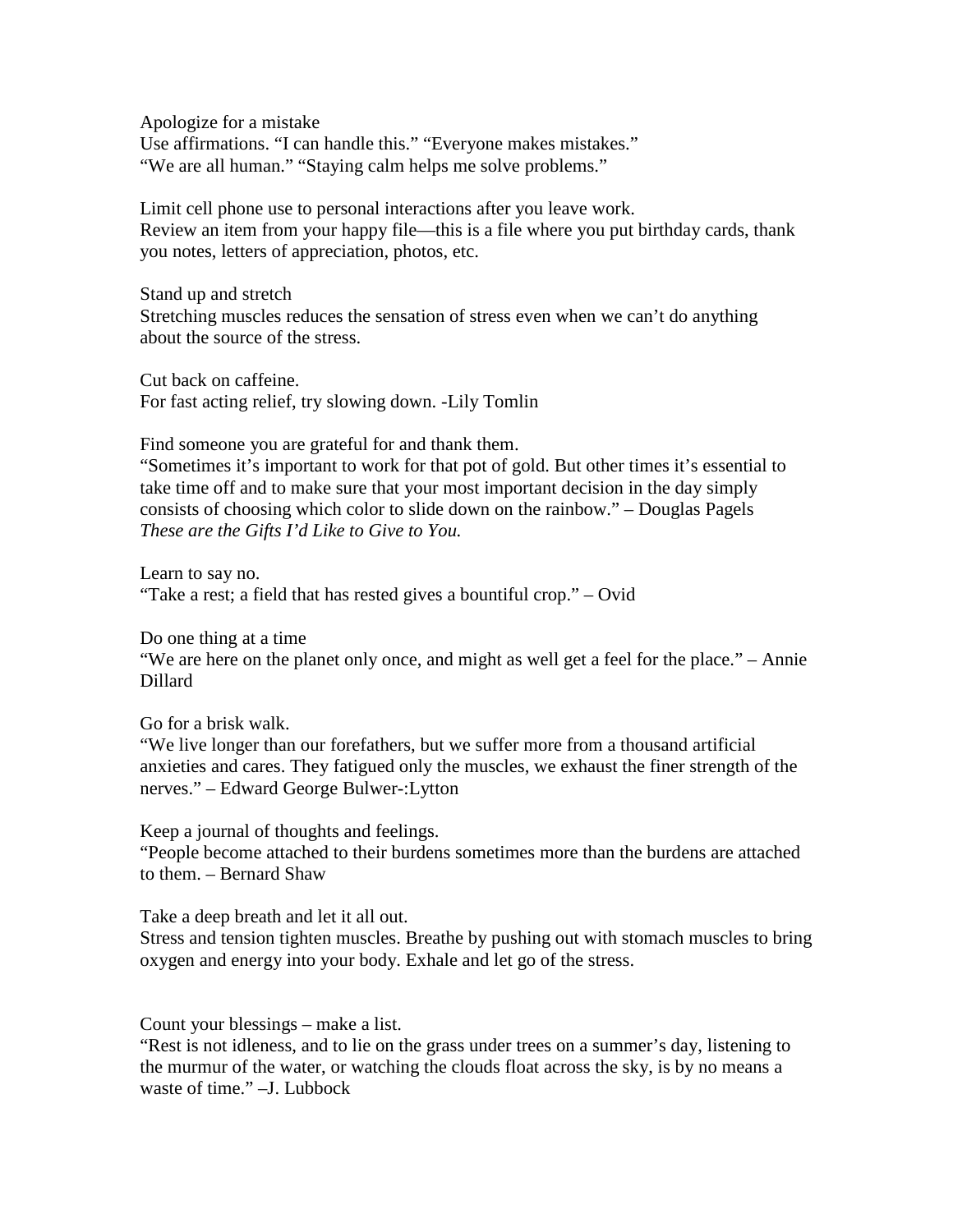Apologize for a mistake
Use affirmations. “I can handle this.” “Everyone makes mistakes.”
“We are all human.” “Staying calm helps me solve problems.”

Limit cell phone use to personal interactions after you leave work.
Review an item from your happy file—this is a file where you put birthday cards, thank you notes, letters of appreciation, photos, etc.

Stand up and stretch
Stretching muscles reduces the sensation of stress even when we can’t do anything about the source of the stress.

Cut back on caffeine.
For fast acting relief, try slowing down. -Lily Tomlin

Find someone you are grateful for and thank them.
“Sometimes it’s important to work for that pot of gold. But other times it’s essential to take time off and to make sure that your most important decision in the day simply consists of choosing which color to slide down on the rainbow.” – Douglas Pagels
*These are the Gifts I’d Like to Give to You.*

Learn to say no.
“Take a rest; a field that has rested gives a bountiful crop.” – Ovid

Do one thing at a time
“We are here on the planet only once, and might as well get a feel for the place.” – Annie Dillard

Go for a brisk walk.
“We live longer than our forefathers, but we suffer more from a thousand artificial anxieties and cares. They fatigued only the muscles, we exhaust the finer strength of the nerves.” – Edward George Bulwer-:Lytton

Keep a journal of thoughts and feelings.
“People become attached to their burdens sometimes more than the burdens are attached to them. – Bernard Shaw

Take a deep breath and let it all out.
Stress and tension tighten muscles. Breathe by pushing out with stomach muscles to bring oxygen and energy into your body. Exhale and let go of the stress.

Count your blessings – make a list.
“Rest is not idleness, and to lie on the grass under trees on a summer’s day, listening to the murmur of the water, or watching the clouds float across the sky, is by no means a waste of time.” –J. Lubbock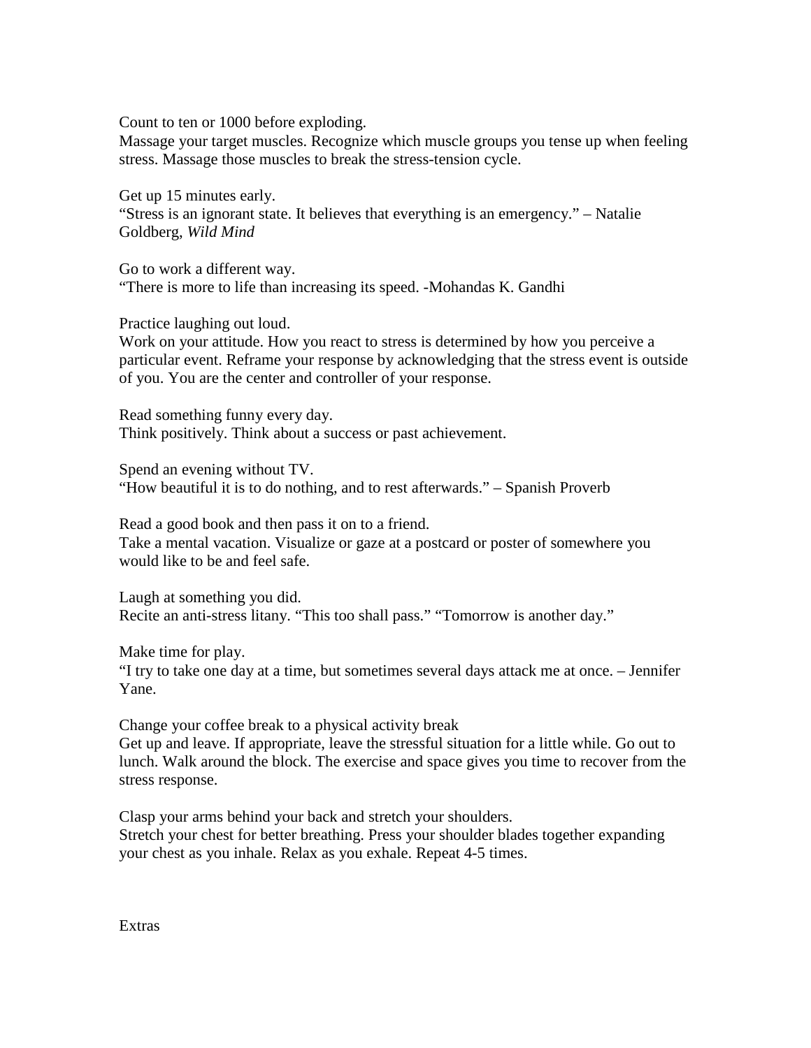Count to ten or 1000 before exploding.
Massage your target muscles. Recognize which muscle groups you tense up when feeling stress. Massage those muscles to break the stress-tension cycle.

Get up 15 minutes early.
“Stress is an ignorant state. It believes that everything is an emergency.” – Natalie Goldberg, *Wild Mind*

Go to work a different way.
“There is more to life than increasing its speed. -Mohandas K. Gandhi

Practice laughing out loud.
Work on your attitude. How you react to stress is determined by how you perceive a particular event. Reframe your response by acknowledging that the stress event is outside of you. You are the center and controller of your response.

Read something funny every day.
Think positively. Think about a success or past achievement.

Spend an evening without TV.
“How beautiful it is to do nothing, and to rest afterwards.” – Spanish Proverb

Read a good book and then pass it on to a friend.
Take a mental vacation. Visualize or gaze at a postcard or poster of somewhere you would like to be and feel safe.

Laugh at something you did.
Recite an anti-stress litany. “This too shall pass.” “Tomorrow is another day.”

Make time for play.
“I try to take one day at a time, but sometimes several days attack me at once. – Jennifer Yane.

Change your coffee break to a physical activity break
Get up and leave. If appropriate, leave the stressful situation for a little while. Go out to lunch. Walk around the block. The exercise and space gives you time to recover from the stress response.

Clasp your arms behind your back and stretch your shoulders.
Stretch your chest for better breathing. Press your shoulder blades together expanding your chest as you inhale. Relax as you exhale. Repeat 4-5 times.

Extras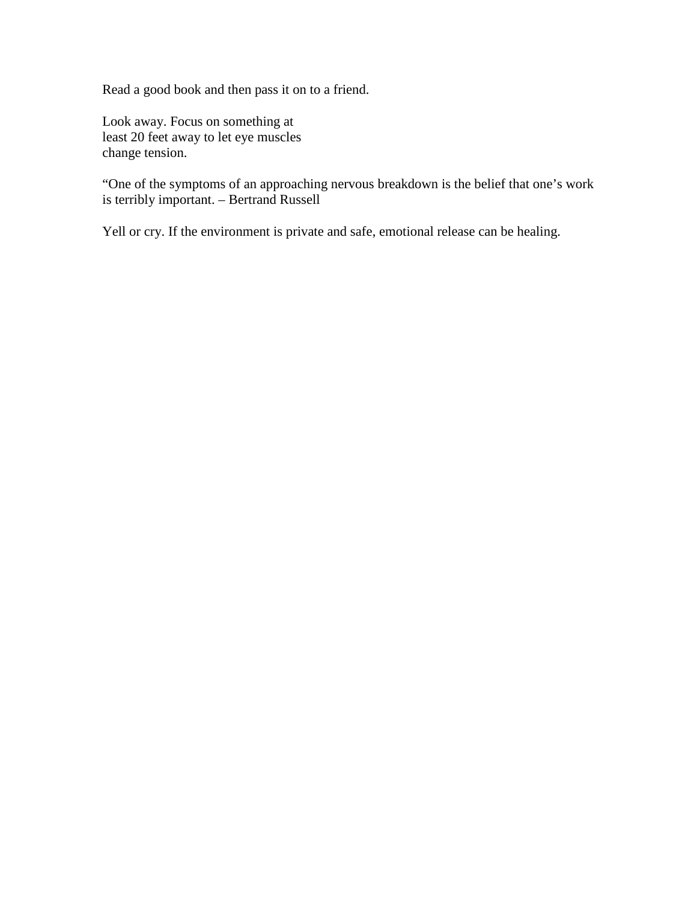Read a good book and then pass it on to a friend.

Look away. Focus on something at least 20 feet away to let eye muscles change tension.

“One of the symptoms of an approaching nervous breakdown is the belief that one’s work is terribly important. – Bertrand Russell

Yell or cry. If the environment is private and safe, emotional release can be healing.